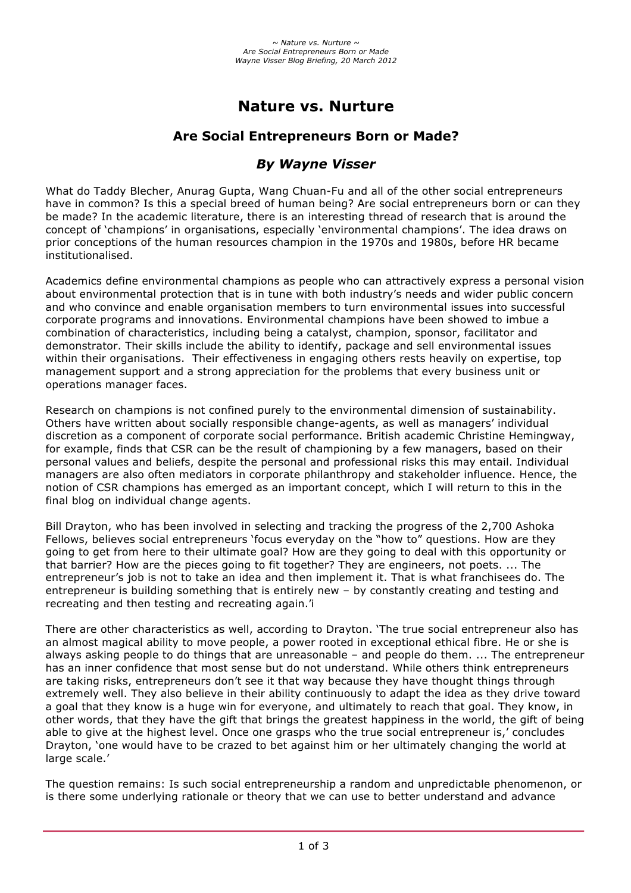# Nature vs. Nurture

## Are Social Entrepreneurs Born or Made?

### *By Wayne Visser*

What do Taddy Blecher, Anurag Gupta, Wang Chuan-Fu and all of the other social entrepreneurs have in common? Is this a special breed of human being? Are social entrepreneurs born or can they be made? In the academic literature, there is an interesting thread of research that is around the concept of 'champions' in organisations, especially 'environmental champions'. The idea draws on prior conceptions of the human resources champion in the 1970s and 1980s, before HR became institutionalised.

Academics define environmental champions as people who can attractively express a personal vision about environmental protection that is in tune with both industry's needs and wider public concern and who convince and enable organisation members to turn environmental issues into successful corporate programs and innovations. Environmental champions have been showed to imbue a combination of characteristics, including being a catalyst, champion, sponsor, facilitator and demonstrator. Their skills include the ability to identify, package and sell environmental issues within their organisations. Their effectiveness in engaging others rests heavily on expertise, top management support and a strong appreciation for the problems that every business unit or operations manager faces.

Research on champions is not confined purely to the environmental dimension of sustainability. Others have written about socially responsible change-agents, as well as managers' individual discretion as a component of corporate social performance. British academic Christine Hemingway, for example, finds that CSR can be the result of championing by a few managers, based on their personal values and beliefs, despite the personal and professional risks this may entail. Individual managers are also often mediators in corporate philanthropy and stakeholder influence. Hence, the notion of CSR champions has emerged as an important concept, which I will return to this in the final blog on individual change agents.

Bill Drayton, who has been involved in selecting and tracking the progress of the 2,700 Ashoka Fellows, believes social entrepreneurs 'focus everyday on the "how to" questions. How are they going to get from here to their ultimate goal? How are they going to deal with this opportunity or that barrier? How are the pieces going to fit together? They are engineers, not poets. ... The entrepreneur's job is not to take an idea and then implement it. That is what franchisees do. The entrepreneur is building something that is entirely new – by constantly creating and testing and recreating and then testing and recreating again.'[i]

There are other characteristics as well, according to Drayton. 'The true social entrepreneur also has an almost magical ability to move people, a power rooted in exceptional ethical fibre. He or she is always asking people to do things that are unreasonable – and people do them. ... The entrepreneur has an inner confidence that most sense but do not understand. While others think entrepreneurs are taking risks, entrepreneurs don't see it that way because they have thought things through extremely well. They also believe in their ability continuously to adapt the idea as they drive toward a goal that they know is a huge win for everyone, and ultimately to reach that goal. They know, in other words, that they have the gift that brings the greatest happiness in the world, the gift of being able to give at the highest level. Once one grasps who the true social entrepreneur is,' concludes Drayton, 'one would have to be crazed to bet against him or her ultimately changing the world at large scale.'

The question remains: Is such social entrepreneurship a random and unpredictable phenomenon, or is there some underlying rationale or theory that we can use to better understand and advance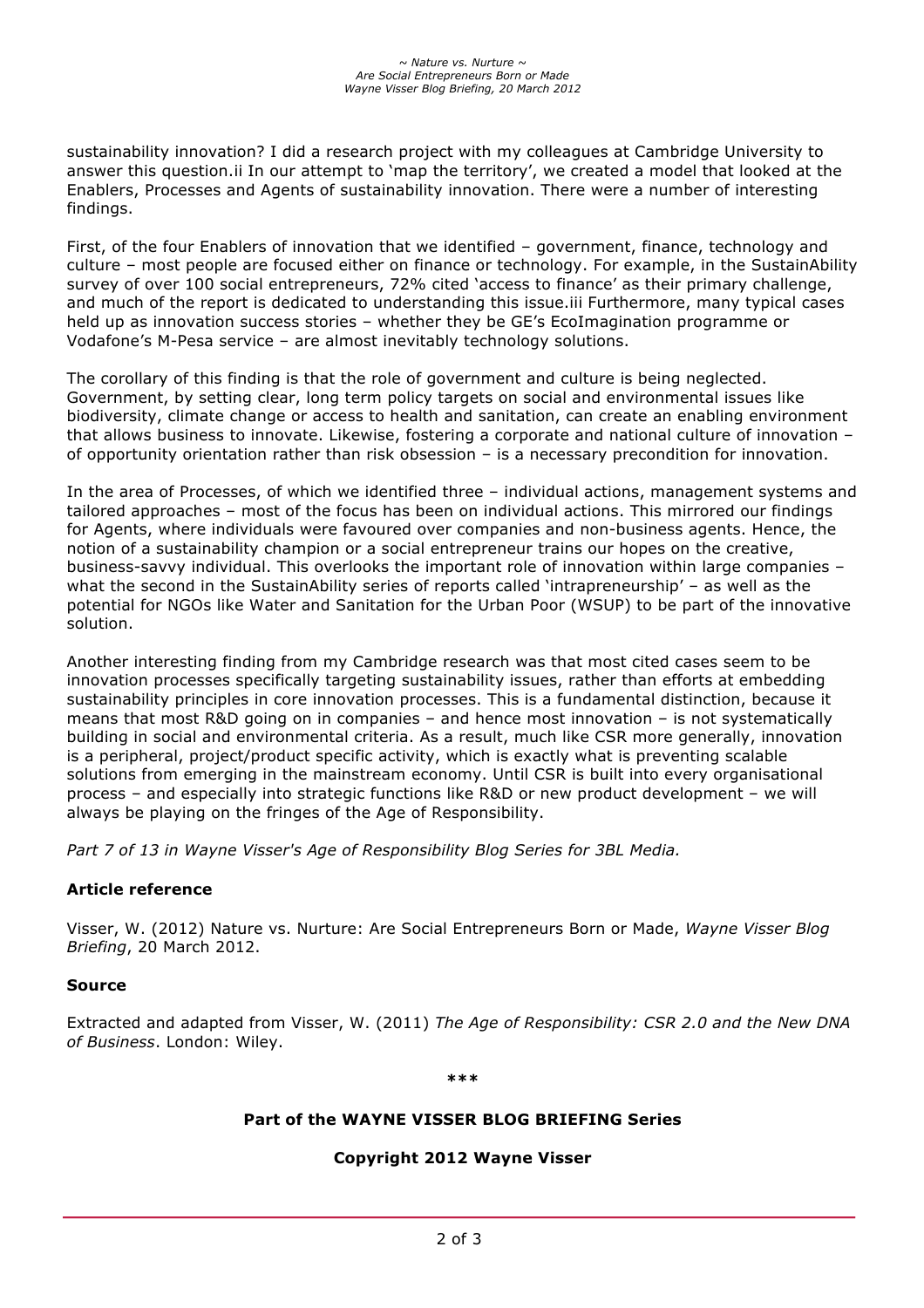sustainability innovation? I did a research project with my colleagues at Cambridge University to answer this question.ii In our attempt to 'map the territory', we created a model that looked at the Enablers, Processes and Agents of sustainability innovation. There were a number of interesting findings.

First, of the four Enablers of innovation that we identified – government, finance, technology and culture – most people are focused either on finance or technology. For example, in the SustainAbility survey of over 100 social entrepreneurs, 72% cited 'access to finance' as their primary challenge, and much of the report is dedicated to understanding this issue.iii Furthermore, many typical cases held up as innovation success stories – whether they be GE's EcoImagination programme or Vodafone's M-Pesa service – are almost inevitably technology solutions.

The corollary of this finding is that the role of government and culture is being neglected. Government, by setting clear, long term policy targets on social and environmental issues like biodiversity, climate change or access to health and sanitation, can create an enabling environment that allows business to innovate. Likewise, fostering a corporate and national culture of innovation – of opportunity orientation rather than risk obsession – is a necessary precondition for innovation.

In the area of Processes, of which we identified three – individual actions, management systems and tailored approaches – most of the focus has been on individual actions. This mirrored our findings for Agents, where individuals were favoured over companies and non-business agents. Hence, the notion of a sustainability champion or a social entrepreneur trains our hopes on the creative, business-savvy individual. This overlooks the important role of innovation within large companies – what the second in the SustainAbility series of reports called 'intrapreneurship' – as well as the potential for NGOs like Water and Sanitation for the Urban Poor (WSUP) to be part of the innovative solution.

Another interesting finding from my Cambridge research was that most cited cases seem to be innovation processes specifically targeting sustainability issues, rather than efforts at embedding sustainability principles in core innovation processes. This is a fundamental distinction, because it means that most R&D going on in companies – and hence most innovation – is not systematically building in social and environmental criteria. As a result, much like CSR more generally, innovation is a peripheral, project/product specific activity, which is exactly what is preventing scalable solutions from emerging in the mainstream economy. Until CSR is built into every organisational process – and especially into strategic functions like R&D or new product development – we will always be playing on the fringes of the Age of Responsibility.

*Part 7 of 13 in Wayne Visser's Age of Responsibility Blog Series for 3BL Media.*

**Article reference**

Visser, W. (2012) Nature vs. Nurture: Are Social Entrepreneurs Born or Made, *Wayne Visser Blog Briefing*, 20 March 2012.

**Source**

Extracted and adapted from Visser, W. (2011) *The Age of Responsibility: CSR 2.0 and the New DNA of Business*. London: Wiley.

***

**Part of the WAYNE VISSER BLOG BRIEFING Series**

**Copyright 2012 Wayne Visser**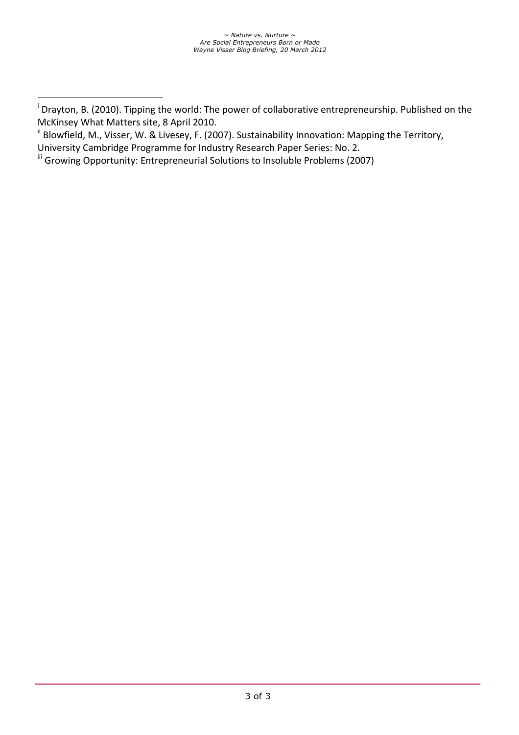[i] Drayton, B. (2010). Tipping the world: The power of collaborative entrepreneurship. Published on the McKinsey What Matters site, 8 April 2010.

[ii] Blowfield, M., Visser, W. & Livesey, F. (2007). Sustainability Innovation: Mapping the Territory, University Cambridge Programme for Industry Research Paper Series: No. 2.

[iii] Growing Opportunity: Entrepreneurial Solutions to Insoluble Problems (2007)